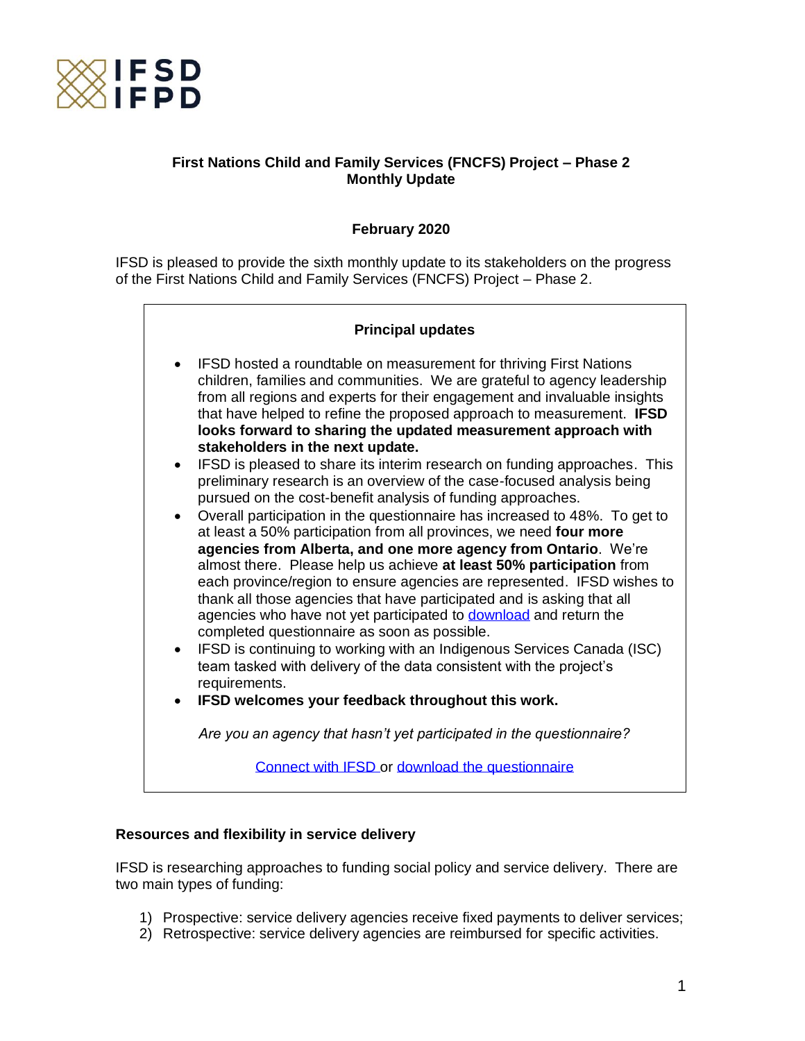**First Nations Child and Family Services (FNCFS) Project – Phase 2**
**Monthly Update**

**February 2020**

IFSD is pleased to provide the sixth monthly update to its stakeholders on the progress of the First Nations Child and Family Services (FNCFS) Project – Phase 2.

## Principal updates

- IFSD hosted a roundtable on measurement for thriving First Nations children, families and communities. We are grateful to agency leadership from all regions and experts for their engagement and invaluable insights that have helped to refine the proposed approach to measurement. **IFSD looks forward to sharing the updated measurement approach with stakeholders in the next update.**
- IFSD is pleased to share its interim research on funding approaches. This preliminary research is an overview of the case-focused analysis being pursued on the cost-benefit analysis of funding approaches.
- Overall participation in the questionnaire has increased to 48%. To get to at least a 50% participation from all provinces, we need **four more agencies from Alberta, and one more agency from Ontario**. We're almost there. Please help us achieve **at least 50% participation** from each province/region to ensure agencies are represented. IFSD wishes to thank all those agencies that have participated and is asking that all agencies who have not yet participated to download and return the completed questionnaire as soon as possible.
- IFSD is continuing to working with an Indigenous Services Canada (ISC) team tasked with delivery of the data consistent with the project's requirements.
- **IFSD welcomes your feedback throughout this work.**

*Are you an agency that hasn't yet participated in the questionnaire?*

Connect with IFSD or download the questionnaire

## Resources and flexibility in service delivery

IFSD is researching approaches to funding social policy and service delivery. There are two main types of funding:

1) Prospective: service delivery agencies receive fixed payments to deliver services;
2) Retrospective: service delivery agencies are reimbursed for specific activities.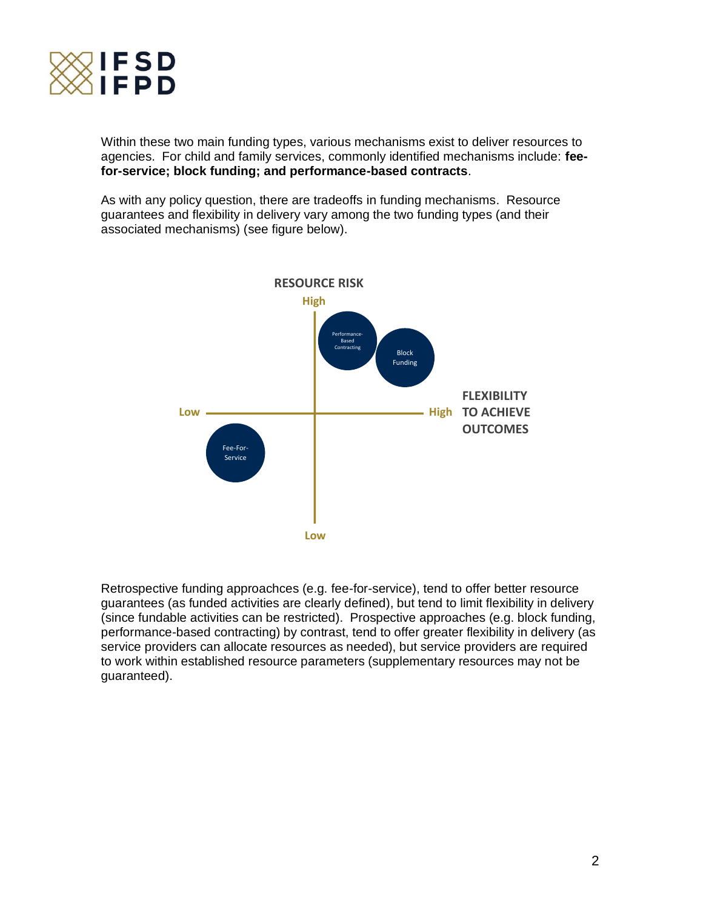Within these two main funding types, various mechanisms exist to deliver resources to agencies. For child and family services, commonly identified mechanisms include: **fee-for-service; block funding; and performance-based contracts**.

As with any policy question, there are tradeoffs in funding mechanisms. Resource guarantees and flexibility in delivery vary among the two funding types (and their associated mechanisms) (see figure below).

RESOURCE RISK

High

Performance-Based Contracting

Block Funding

Low

High

FLEXIBILITY TO ACHIEVE OUTCOMES

Fee-For-Service

Low

Retrospective funding approachces (e.g. fee-for-service), tend to offer better resource guarantees (as funded activities are clearly defined), but tend to limit flexibility in delivery (since fundable activities can be restricted). Prospective approaches (e.g. block funding, performance-based contracting) by contrast, tend to offer greater flexibility in delivery (as service providers can allocate resources as needed), but service providers are required to work within established resource parameters (supplementary resources may not be guaranteed).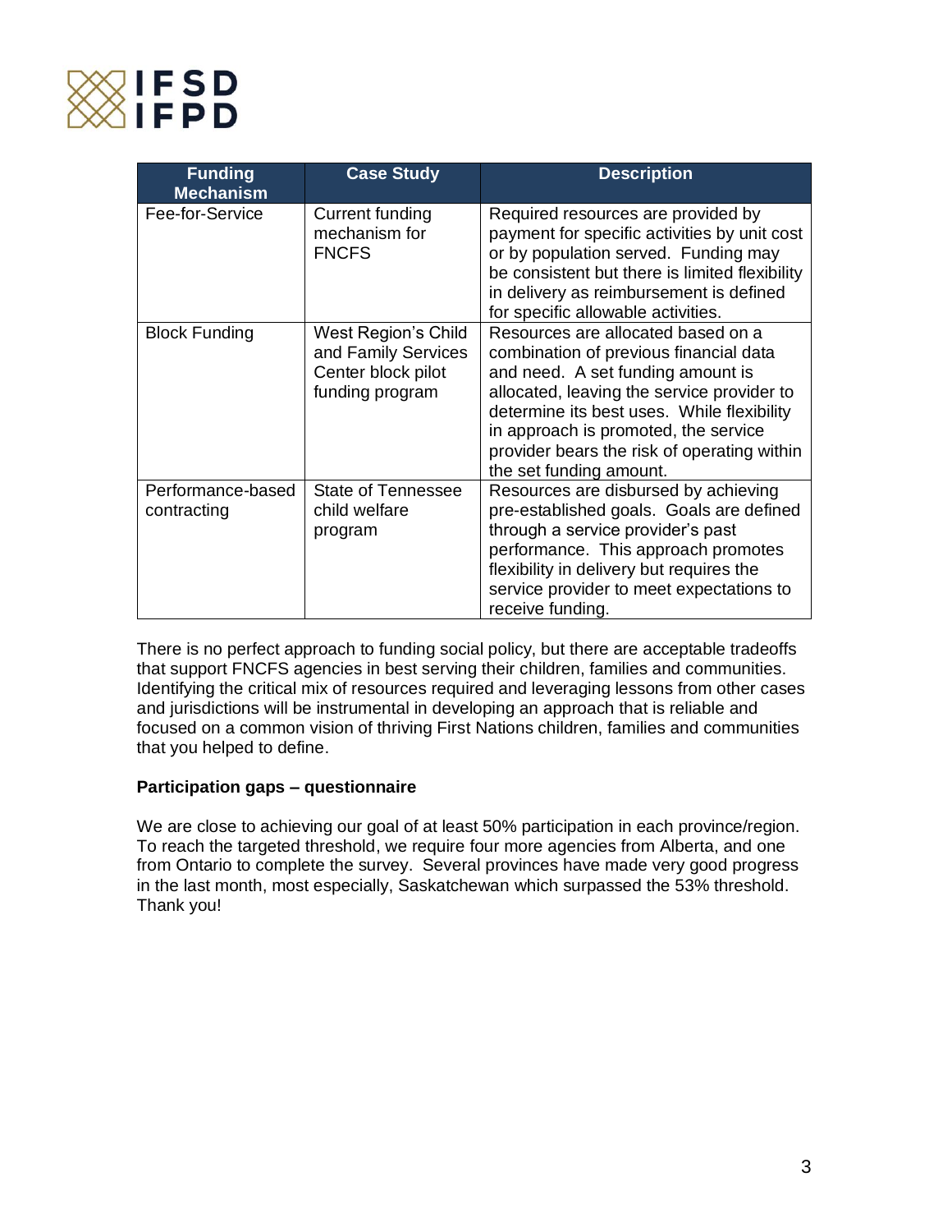| Funding Mechanism | Case Study | Description |
|---|---|---|
| Fee-for-Service | Current funding mechanism for FNCFS | Required resources are provided by payment for specific activities by unit cost or by population served. Funding may be consistent but there is limited flexibility in delivery as reimbursement is defined for specific allowable activities. |
| Block Funding | West Region's Child and Family Services Center block pilot funding program | Resources are allocated based on a combination of previous financial data and need. A set funding amount is allocated, leaving the service provider to determine its best uses. While flexibility in approach is promoted, the service provider bears the risk of operating within the set funding amount. |
| Performance-based contracting | State of Tennessee child welfare program | Resources are disbursed by achieving pre-established goals. Goals are defined through a service provider's past performance. This approach promotes flexibility in delivery but requires the service provider to meet expectations to receive funding. |

There is no perfect approach to funding social policy, but there are acceptable tradeoffs that support FNCFS agencies in best serving their children, families and communities. Identifying the critical mix of resources required and leveraging lessons from other cases and jurisdictions will be instrumental in developing an approach that is reliable and focused on a common vision of thriving First Nations children, families and communities that you helped to define.

**Participation gaps – questionnaire**

We are close to achieving our goal of at least 50% participation in each province/region. To reach the targeted threshold, we require four more agencies from Alberta, and one from Ontario to complete the survey. Several provinces have made very good progress in the last month, most especially, Saskatchewan which surpassed the 53% threshold. Thank you!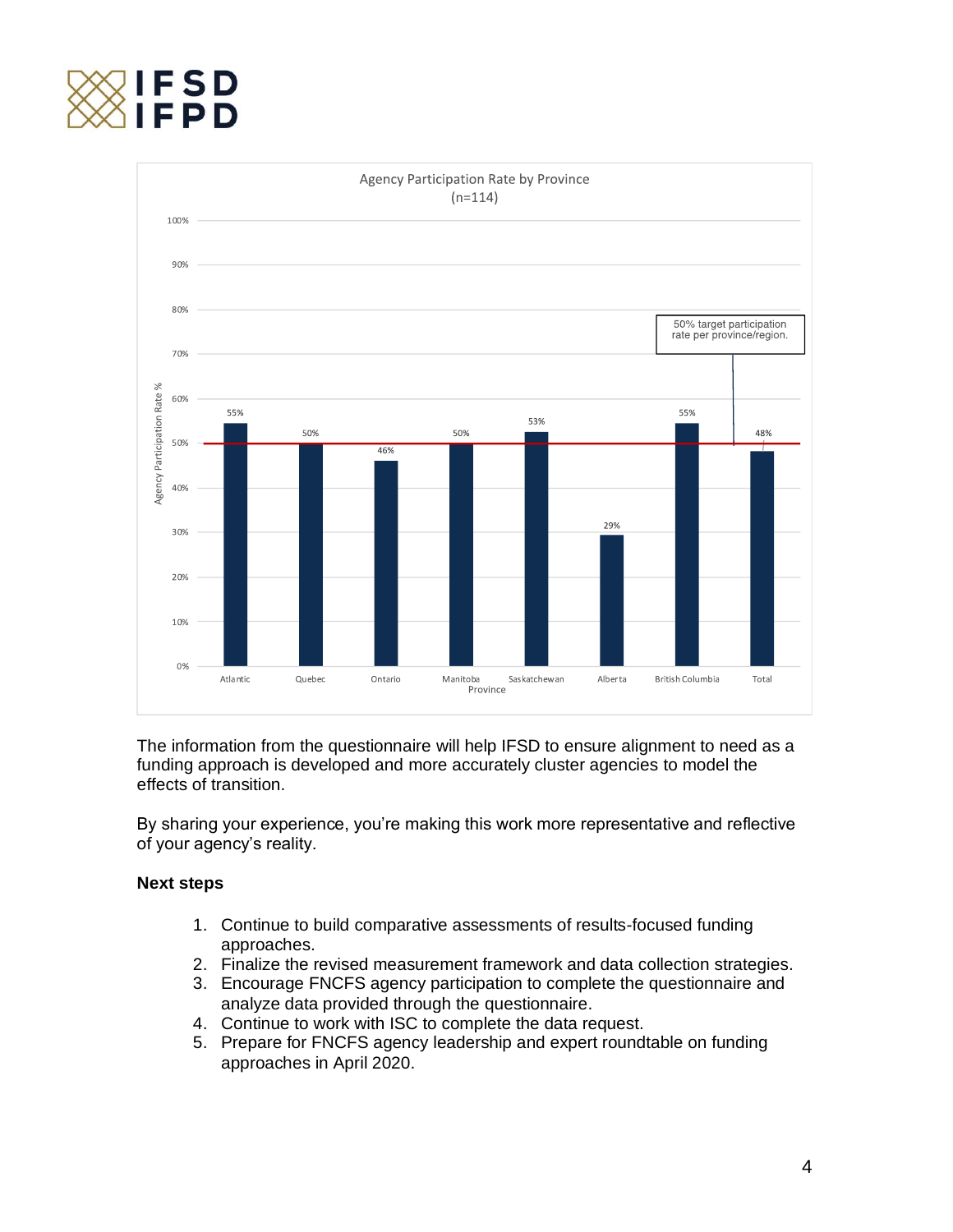Agency Participation Rate by Province
(n=114)

Agency Participation Rate %

100%
90%
80%
70%
60%
50%
40%
30%
20%
10%
0%

50% target participation rate per province/region.

55%
50%
46%
50%
53%
29%
55%
48%

Atlantic
Quebec
Ontario
Manitoba
Saskatchewan
Alberta
British Columbia
Total

Province

The information from the questionnaire will help IFSD to ensure alignment to need as a funding approach is developed and more accurately cluster agencies to model the effects of transition.

By sharing your experience, you're making this work more representative and reflective of your agency's reality.

**Next steps**

1. Continue to build comparative assessments of results-focused funding approaches.
2. Finalize the revised measurement framework and data collection strategies.
3. Encourage FNCFS agency participation to complete the questionnaire and analyze data provided through the questionnaire.
4. Continue to work with ISC to complete the data request.
5. Prepare for FNCFS agency leadership and expert roundtable on funding approaches in April 2020.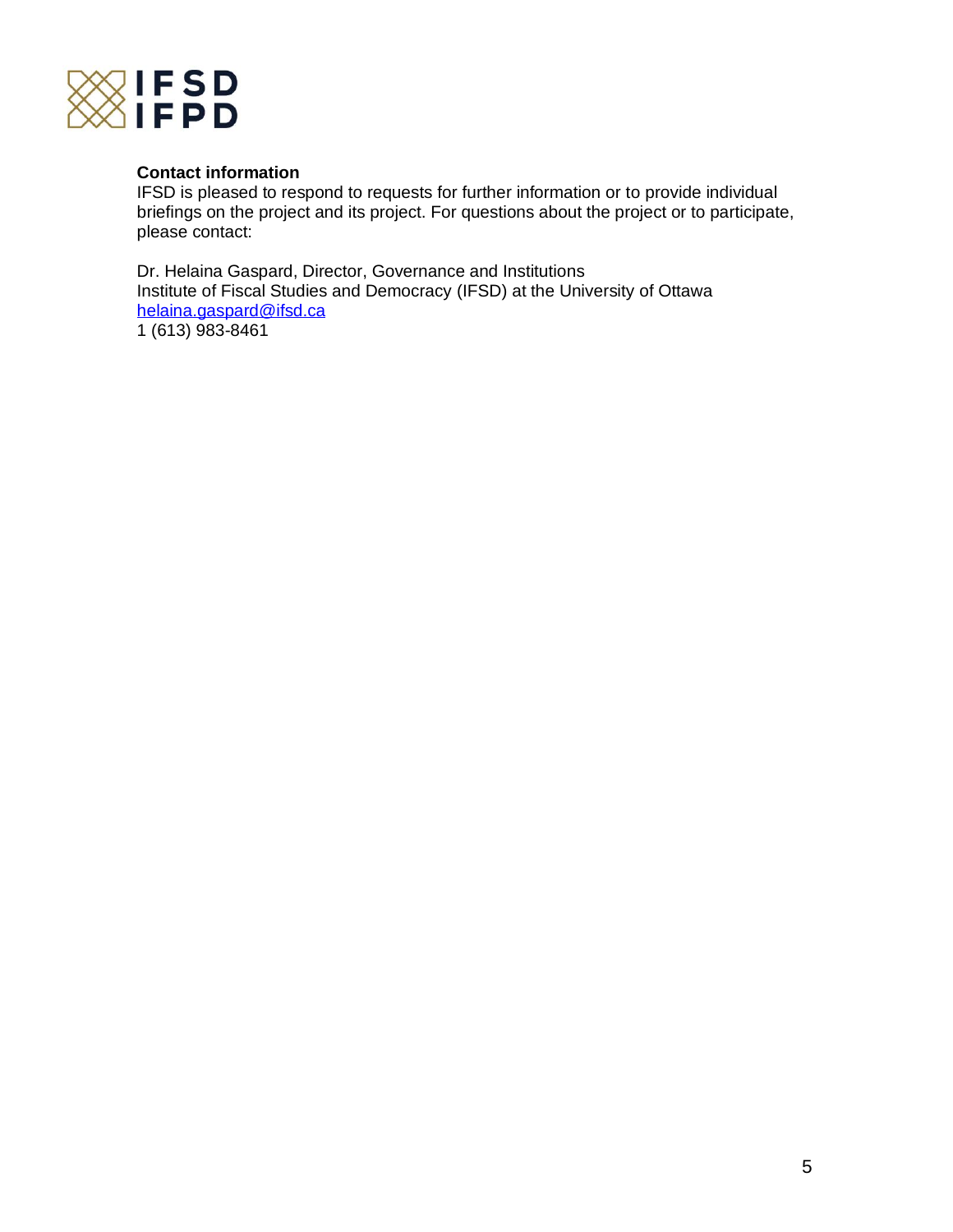**Contact information**

IFSD is pleased to respond to requests for further information or to provide individual briefings on the project and its project. For questions about the project or to participate, please contact:

Dr. Helaina Gaspard, Director, Governance and Institutions
Institute of Fiscal Studies and Democracy (IFSD) at the University of Ottawa
helaina.gaspard@ifsd.ca
1 (613) 983-8461